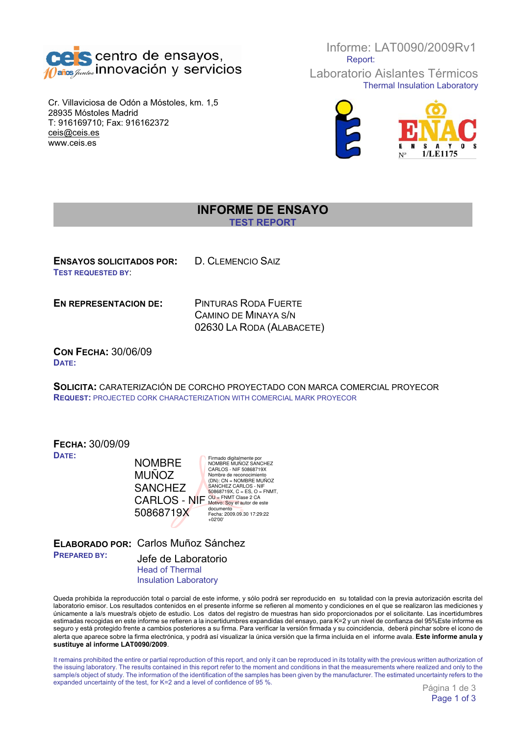ceis centro de ensayos, innovación y servicios

Cr. Villaviciosa de Odón a Móstoles, km. 1,5
28935 Móstoles Madrid
T: 916169710; Fax: 916162372
ceis@ceis.es
www.ceis.es

Informe: LAT0090/2009Rv1
Report:
Laboratorio Aislantes Térmicos
Thermal Insulation Laboratory

ENAC ENSAYOS Nº 1/LE1175

# INFORME DE ENSAYO
## TEST REPORT

**ENSAYOS SOLICITADOS POR:** D. CLEMENCIO SAIZ
**TEST REQUESTED BY:**

**EN REPRESENTACION DE:** PINTURAS RODA FUERTE
CAMINO DE MINAYA S/N
02630 LA RODA (ALABACETE)

**CON FECHA:** 30/06/09
**DATE:**

**SOLICITA:** CARATERIZACIÓN DE CORCHO PROYECTADO CON MARCA COMERCIAL PROYECOR
**REQUEST:** PROJECTED CORK CHARACTERIZATION WITH COMERCIAL MARK PROYECOR

**FECHA:** 30/09/09
**DATE:**

NOMBRE MUÑOZ SANCHEZ CARLOS - NIF 50868719X

Firmado digitalmente por NOMBRE MUÑOZ SANCHEZ CARLOS - NIF 50868719X
Nombre de reconocimiento (DN): CN = NOMBRE MUÑOZ SANCHEZ CARLOS - NIF 50868719X, C = ES, O = FNMT, OU = FNMT Clase 2 CA
Motivo: Soy el autor de este documento
Fecha: 2009.09.30 17:29:22 +02'00'

**ELABORADO POR:** Carlos Muñoz Sánchez
**PREPARED BY:**
Jefe de Laboratorio
Head of Thermal Insulation Laboratory

Queda prohibida la reproducción total o parcial de este informe, y sólo podrá ser reproducido en su totalidad con la previa autorización escrita del laboratorio emisor. Los resultados contenidos en el presente informe se refieren al momento y condiciones en el que se realizaron las mediciones y únicamente a la/s muestra/s objeto de estudio. Los datos del registro de muestras han sido proporcionados por el solicitante. Las incertidumbres estimadas recogidas en este informe se refieren a la incertidumbres expandidas del ensayo, para K=2 y un nivel de confianza del 95%Este informe es seguro y está protegido frente a cambios posteriores a su firma. Para verificar la versión firmada y su coincidencia, deberá pinchar sobre el icono de alerta que aparece sobre la firma electrónica, y podrá así visualizar la única versión que la firma incluida en el informe avala. **Este informe anula y sustituye al informe LAT0090/2009**.

It remains prohibited the entire or partial reproduction of this report, and only it can be reproduced in its totality with the previous written authorization of the issuing laboratory. The results contained in this report refer to the moment and conditions in that the measurements where realized and only to the sample/s object of study. The information of the identification of the samples has been given by the manufacturer. The estimated uncertainty refers to the expanded uncertainty of the test, for K=2 and a level of confidence of 95 %.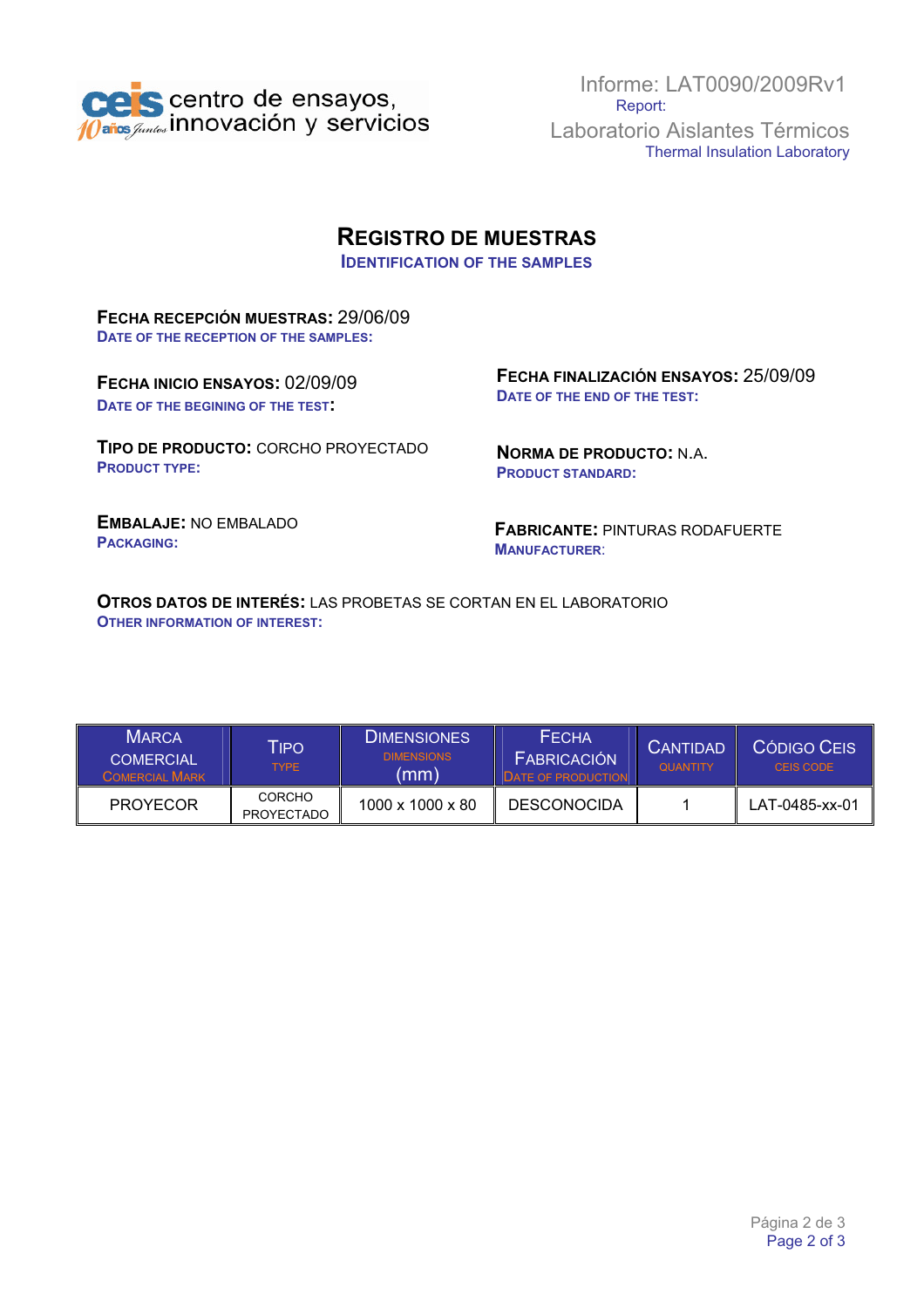## REGISTRO DE MUESTRAS
### IDENTIFICATION OF THE SAMPLES

**FECHA RECEPCIÓN MUESTRAS:** 29/06/09
**DATE OF THE RECEPTION OF THE SAMPLES:**

**FECHA INICIO ENSAYOS:** 02/09/09
**DATE OF THE BEGINING OF THE TEST:**

**FECHA FINALIZACIÓN ENSAYOS:** 25/09/09
**DATE OF THE END OF THE TEST:**

**TIPO DE PRODUCTO:** CORCHO PROYECTADO
**PRODUCT TYPE:**

**NORMA DE PRODUCTO:** N.A.
**PRODUCT STANDARD:**

**EMBALAJE:** NO EMBALADO
**PACKAGING:**

**FABRICANTE:** PINTURAS RODAFUERTE
**MANUFACTURER:**

**OTROS DATOS DE INTERÉS:** LAS PROBETAS SE CORTAN EN EL LABORATORIO
**OTHER INFORMATION OF INTEREST:**

| MARCA COMERCIAL / COMERCIAL MARK | TIPO / TYPE | DIMENSIONES / DIMENSIONS (mm) | FECHA FABRICACIÓN / DATE OF PRODUCTION | CANTIDAD / QUANTITY | CÓDIGO CEIS / CEIS CODE |
|---|---|---|---|---|---|
| PROYECOR | CORCHO PROYECTADO | 1000 x 1000 x 80 | DESCONOCIDA | 1 | LAT-0485-xx-01 |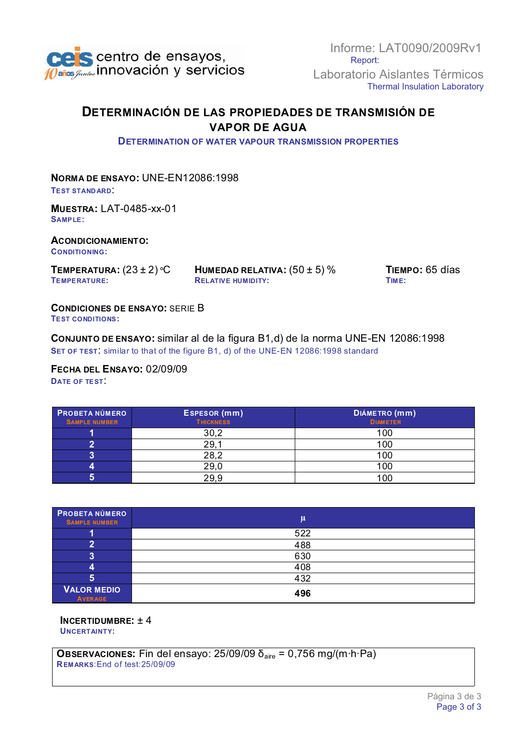Informe: LAT0090/2009Rv1
Report:
Laboratorio Aislantes Térmicos
Thermal Insulation Laboratory

# DETERMINACIÓN DE LAS PROPIEDADES DE TRANSMISIÓN DE VAPOR DE AGUA

## DETERMINATION OF WATER VAPOUR TRANSMISSION PROPERTIES

**NORMA DE ENSAYO:** UNE-EN12086:1998
TEST STANDARD:

**MUESTRA:** LAT-0485-xx-01
SAMPLE:

**ACONDICIONAMIENTO:**
CONDITIONING:

**TEMPERATURA:** (23 ± 2) ºC
TEMPERATURE:

**HUMEDAD RELATIVA:** (50 ± 5) %
RELATIVE HUMIDITY:

**TIEMPO:** 65 días
TIME:

**CONDICIONES DE ENSAYO:** SERIE B
TEST CONDITIONS:

**CONJUNTO DE ENSAYO:** similar al de la figura B1,d) de la norma UNE-EN 12086:1998
SET OF TEST: similar to that of the figure B1, d) of the UNE-EN 12086:1998 standard

**FECHA DEL ENSAYO:** 02/09/09
DATE OF TEST:

| PROBETA NÚMERO / SAMPLE NUMBER | ESPESOR (mm) / THICKNESS | DIÁMETRO (mm) / DIAMETER |
|---|---|---|
| 1 | 30,2 | 100 |
| 2 | 29,1 | 100 |
| 3 | 28,2 | 100 |
| 4 | 29,0 | 100 |
| 5 | 29,9 | 100 |

| PROBETA NÚMERO / SAMPLE NUMBER | $\mu$ |
|---|---|
| 1 | 522 |
| 2 | 488 |
| 3 | 630 |
| 4 | 408 |
| 5 | 432 |
| **VALOR MEDIO / AVERAGE** | **496** |

**INCERTIDUMBRE:** ± 4
UNCERTAINTY:

**OBSERVACIONES:** Fin del ensayo: 25/09/09 $\delta_{aire}$ = 0,756 mg/(m·h·Pa)
REMARKS: End of test: 25/09/09